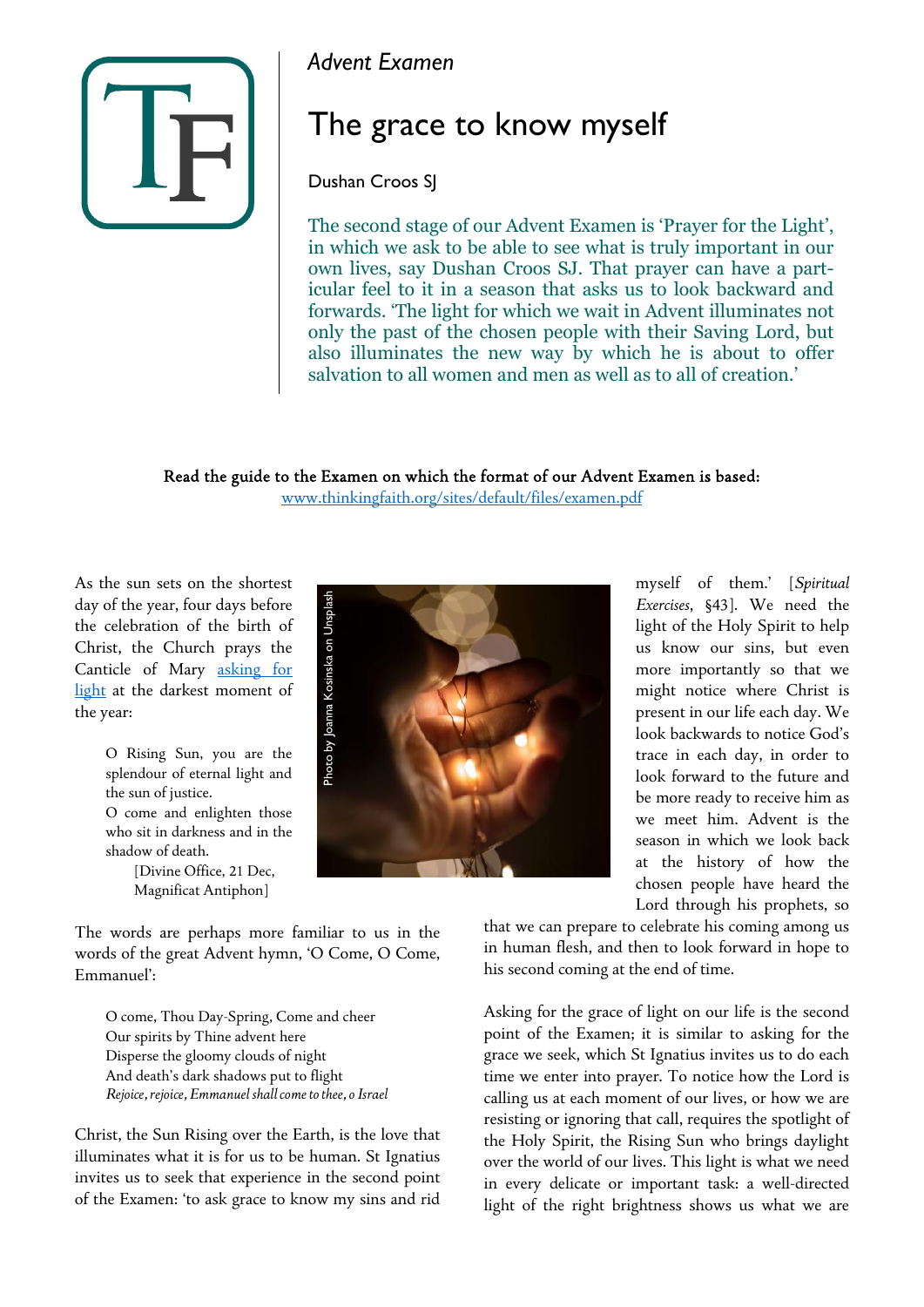*Advent Examen*

# The grace to know myself

Dushan Croos SJ

The second stage of our Advent Examen is 'Prayer for the Light', in which we ask to be able to see what is truly important in our own lives, say Dushan Croos SJ. That prayer can have a particular feel to it in a season that asks us to look backward and forwards. 'The light for which we wait in Advent illuminates not only the past of the chosen people with their Saving Lord, but also illuminates the new way by which he is about to offer salvation to all women and men as well as to all of creation.'

Read the guide to the Examen on which the format of our Advent Examen is based: [www.thinkingfaith.org/sites/default/files/examen.pdf](www.thinkingfaith.org/sites/default/files/examen.pdf)

As the sun sets on the shortest day of the year, four days before the celebration of the birth of Christ, the Church prays the Canticle of Mary [asking for light]() at the darkest moment of the year:

> O Rising Sun, you are the splendour of eternal light and the sun of justice.
> O come and enlighten those who sit in darkness and in the shadow of death.
> [Divine Office, 21 Dec, Magnificat Antiphon]

Photo by Joanna Kosinska on Unsplash

The words are perhaps more familiar to us in the words of the great Advent hymn, 'O Come, O Come, Emmanuel':

> O come, Thou Day-Spring, Come and cheer
> Our spirits by Thine advent here
> Disperse the gloomy clouds of night
> And death's dark shadows put to flight
> *Rejoice, rejoice, Emmanuel shall come to thee, o Israel*

Christ, the Sun Rising over the Earth, is the love that illuminates what it is for us to be human. St Ignatius invites us to seek that experience in the second point of the Examen: 'to ask grace to know my sins and rid myself of them.' [*Spiritual Exercises*, §43]. We need the light of the Holy Spirit to help us know our sins, but even more importantly so that we might notice where Christ is present in our life each day. We look backwards to notice God's trace in each day, in order to look forward to the future and be more ready to receive him as we meet him. Advent is the season in which we look back at the history of how the chosen people have heard the Lord through his prophets, so that we can prepare to celebrate his coming among us in human flesh, and then to look forward in hope to his second coming at the end of time.

Asking for the grace of light on our life is the second point of the Examen; it is similar to asking for the grace we seek, which St Ignatius invites us to do each time we enter into prayer. To notice how the Lord is calling us at each moment of our lives, or how we are resisting or ignoring that call, requires the spotlight of the Holy Spirit, the Rising Sun who brings daylight over the world of our lives. This light is what we need in every delicate or important task: a well-directed light of the right brightness shows us what we are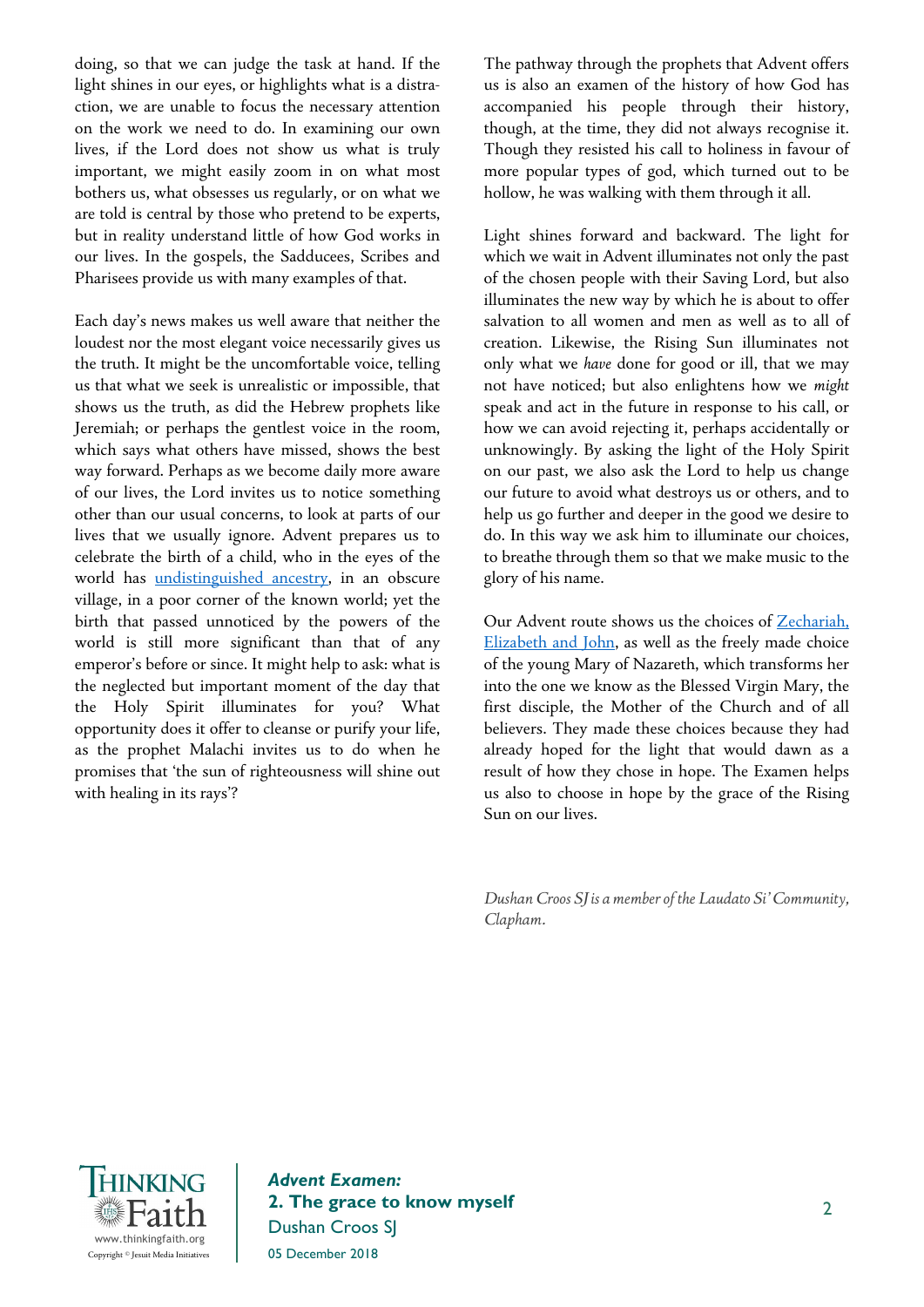doing, so that we can judge the task at hand. If the light shines in our eyes, or highlights what is a distraction, we are unable to focus the necessary attention on the work we need to do. In examining our own lives, if the Lord does not show us what is truly important, we might easily zoom in on what most bothers us, what obsesses us regularly, or on what we are told is central by those who pretend to be experts, but in reality understand little of how God works in our lives. In the gospels, the Sadducees, Scribes and Pharisees provide us with many examples of that.

Each day's news makes us well aware that neither the loudest nor the most elegant voice necessarily gives us the truth. It might be the uncomfortable voice, telling us that what we seek is unrealistic or impossible, that shows us the truth, as did the Hebrew prophets like Jeremiah; or perhaps the gentlest voice in the room, which says what others have missed, shows the best way forward. Perhaps as we become daily more aware of our lives, the Lord invites us to notice something other than our usual concerns, to look at parts of our lives that we usually ignore. Advent prepares us to celebrate the birth of a child, who in the eyes of the world has undistinguished ancestry, in an obscure village, in a poor corner of the known world; yet the birth that passed unnoticed by the powers of the world is still more significant than that of any emperor's before or since. It might help to ask: what is the neglected but important moment of the day that the Holy Spirit illuminates for you? What opportunity does it offer to cleanse or purify your life, as the prophet Malachi invites us to do when he promises that 'the sun of righteousness will shine out with healing in its rays'?

The pathway through the prophets that Advent offers us is also an examen of the history of how God has accompanied his people through their history, though, at the time, they did not always recognise it. Though they resisted his call to holiness in favour of more popular types of god, which turned out to be hollow, he was walking with them through it all.

Light shines forward and backward. The light for which we wait in Advent illuminates not only the past of the chosen people with their Saving Lord, but also illuminates the new way by which he is about to offer salvation to all women and men as well as to all of creation. Likewise, the Rising Sun illuminates not only what we *have* done for good or ill, that we may not have noticed; but also enlightens how we *might* speak and act in the future in response to his call, or how we can avoid rejecting it, perhaps accidentally or unknowingly. By asking the light of the Holy Spirit on our past, we also ask the Lord to help us change our future to avoid what destroys us or others, and to help us go further and deeper in the good we desire to do. In this way we ask him to illuminate our choices, to breathe through them so that we make music to the glory of his name.

Our Advent route shows us the choices of Zechariah, Elizabeth and John, as well as the freely made choice of the young Mary of Nazareth, which transforms her into the one we know as the Blessed Virgin Mary, the first disciple, the Mother of the Church and of all believers. They made these choices because they had already hoped for the light that would dawn as a result of how they chose in hope. The Examen helps us also to choose in hope by the grace of the Rising Sun on our lives.

*Dushan Croos SJ is a member of the Laudato Si' Community, Clapham.*